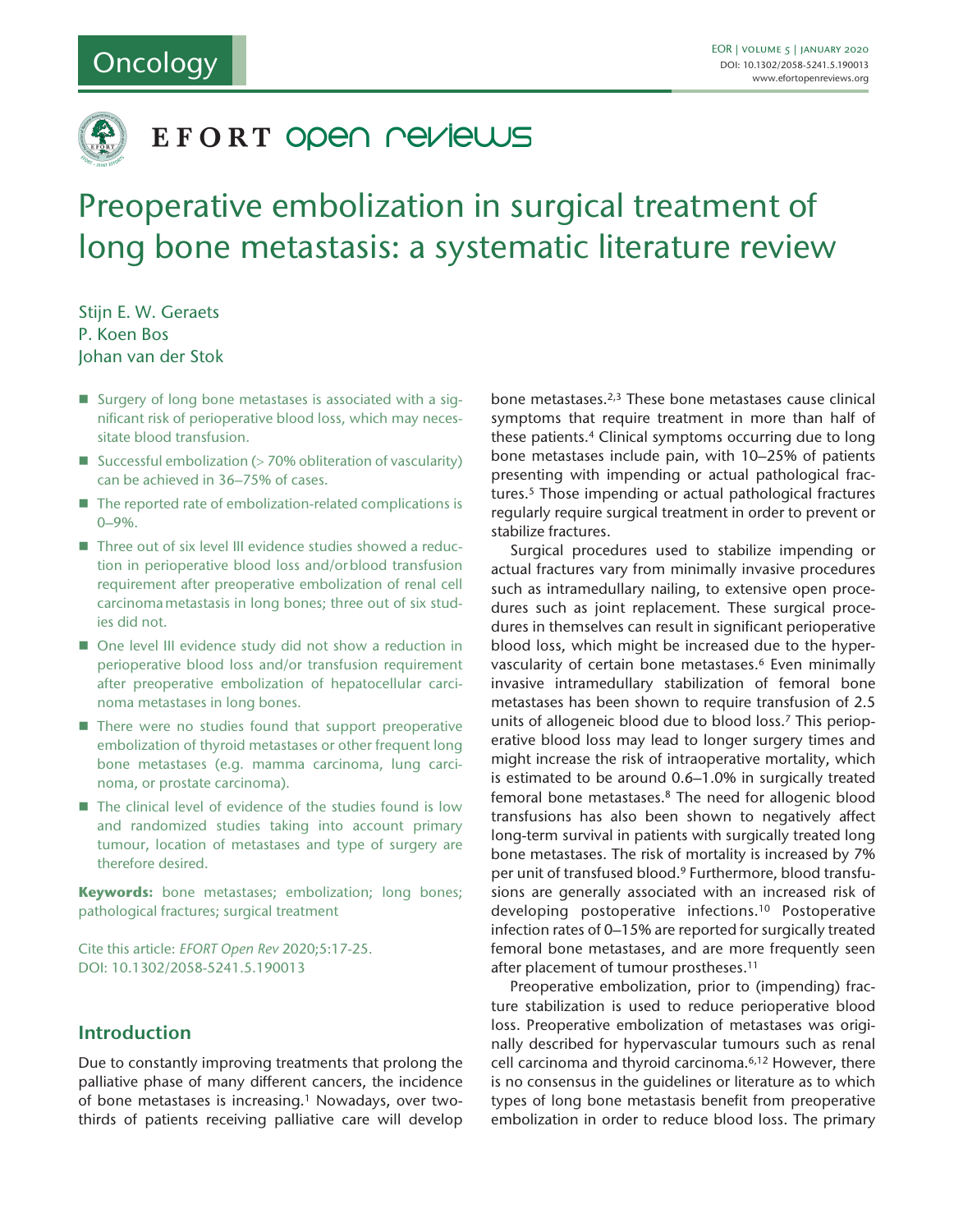# Preoperative embolization in surgical treatment of long bone metastasis: a systematic literature review

Stijn E. W. Geraets
P. Koen Bos
Johan van der Stok

- Surgery of long bone metastases is associated with a significant risk of perioperative blood loss, which may necessitate blood transfusion.
- Successful embolization (> 70% obliteration of vascularity) can be achieved in 36–75% of cases.
- The reported rate of embolization-related complications is 0–9%.
- Three out of six level III evidence studies showed a reduction in perioperative blood loss and/or blood transfusion requirement after preoperative embolization of renal cell carcinoma metastasis in long bones; three out of six studies did not.
- One level III evidence study did not show a reduction in perioperative blood loss and/or transfusion requirement after preoperative embolization of hepatocellular carcinoma metastases in long bones.
- There were no studies found that support preoperative embolization of thyroid metastases or other frequent long bone metastases (e.g. mamma carcinoma, lung carcinoma, or prostate carcinoma).
- The clinical level of evidence of the studies found is low and randomized studies taking into account primary tumour, location of metastases and type of surgery are therefore desired.

**Keywords:** bone metastases; embolization; long bones; pathological fractures; surgical treatment

Cite this article: *EFORT Open Rev* 2020;5:17-25. DOI: 10.1302/2058-5241.5.190013

## Introduction

Due to constantly improving treatments that prolong the palliative phase of many different cancers, the incidence of bone metastases is increasing.[1] Nowadays, over two-thirds of patients receiving palliative care will develop bone metastases.[2,3] These bone metastases cause clinical symptoms that require treatment in more than half of these patients.[4] Clinical symptoms occurring due to long bone metastases include pain, with 10–25% of patients presenting with impending or actual pathological fractures.[5] Those impending or actual pathological fractures regularly require surgical treatment in order to prevent or stabilize fractures.

Surgical procedures used to stabilize impending or actual fractures vary from minimally invasive procedures such as intramedullary nailing, to extensive open procedures such as joint replacement. These surgical procedures in themselves can result in significant perioperative blood loss, which might be increased due to the hypervascularity of certain bone metastases.[6] Even minimally invasive intramedullary stabilization of femoral bone metastases has been shown to require transfusion of 2.5 units of allogeneic blood due to blood loss.[7] This perioperative blood loss may lead to longer surgery times and might increase the risk of intraoperative mortality, which is estimated to be around 0.6–1.0% in surgically treated femoral bone metastases.[8] The need for allogenic blood transfusions has also been shown to negatively affect long-term survival in patients with surgically treated long bone metastases. The risk of mortality is increased by 7% per unit of transfused blood.[9] Furthermore, blood transfusions are generally associated with an increased risk of developing postoperative infections.[10] Postoperative infection rates of 0–15% are reported for surgically treated femoral bone metastases, and are more frequently seen after placement of tumour prostheses.[11]

Preoperative embolization, prior to (impending) fracture stabilization is used to reduce perioperative blood loss. Preoperative embolization of metastases was originally described for hypervascular tumours such as renal cell carcinoma and thyroid carcinoma.[6,12] However, there is no consensus in the guidelines or literature as to which types of long bone metastasis benefit from preoperative embolization in order to reduce blood loss. The primary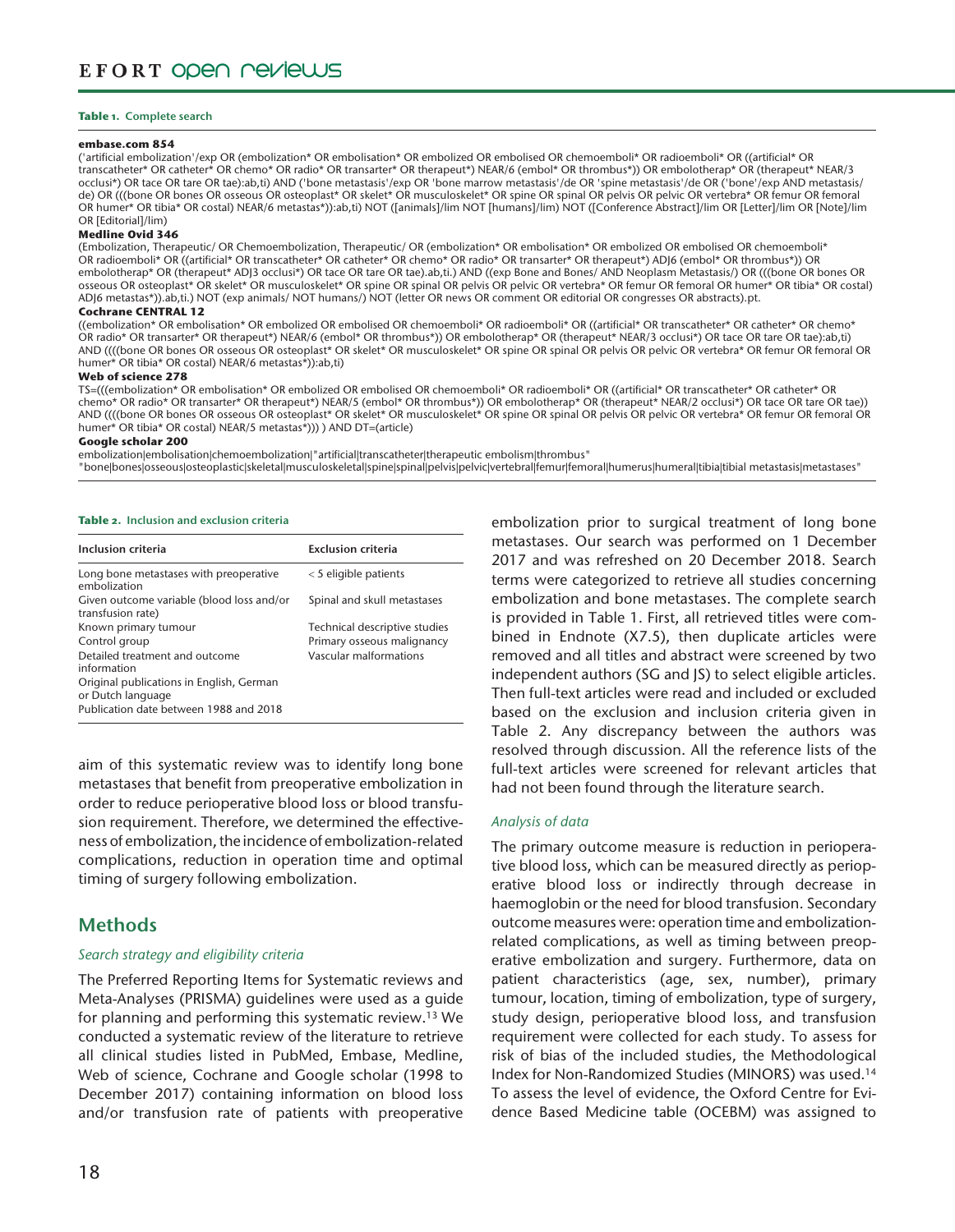**Table 1.** Complete search

**embase.com 854**

('artificial embolization'/exp OR (embolization* OR embolisation* OR embolized OR embolised OR chemoemboli* OR radioemboli* OR ((artificial* OR transcatheter* OR catheter* OR chemo* OR radio* OR transarter* OR therapeut*) NEAR/6 (embol* OR thrombus*)) OR embolotherap* OR (therapeut* NEAR/3 occlusi*) OR tace OR tare OR tae):ab,ti) AND ('bone metastasis'/exp OR 'bone marrow metastasis'/de OR 'spine metastasis'/de OR ('bone'/exp AND metastasis/de) OR (((bone OR bones OR osseous OR osteoplast* OR skelet* OR musculoskelet* OR spine OR spinal OR pelvis OR pelvic OR vertebra* OR femur OR femoral OR humer* OR tibia* OR costal) NEAR/6 metastas*)):ab,ti) NOT ([animals]/lim NOT [humans]/lim) NOT ([Conference Abstract]/lim OR [Letter]/lim OR [Note]/lim OR [Editorial]/lim)

**Medline Ovid 346**

(Embolization, Therapeutic/ OR Chemoembolization, Therapeutic/ OR (embolization* OR embolisation* OR embolized OR embolised OR chemoemboli* OR radioemboli* OR ((artificial* OR transcatheter* OR catheter* OR chemo* OR radio* OR transarter* OR therapeut*) ADJ6 (embol* OR thrombus*)) OR embolotherap* OR (therapeut* ADJ3 occlusi*) OR tace OR tare OR tae).ab,ti.) AND ((exp Bone and Bones/ AND Neoplasm Metastasis/) OR (((bone OR bones OR osseous OR osteoplast* OR skelet* OR musculoskelet* OR spine OR spinal OR pelvis OR pelvic OR vertebra* OR femur OR femoral OR humer* OR tibia* OR costal) ADJ6 metastas*)).ab,ti.) NOT (exp animals/ NOT humans/) NOT (letter OR news OR comment OR editorial OR congresses OR abstracts).pt.

**Cochrane CENTRAL 12**

((embolization* OR embolisation* OR embolized OR embolised OR chemoemboli* OR radioemboli* OR ((artificial* OR transcatheter* OR catheter* OR chemo* OR radio* OR transarter* OR therapeut*) NEAR/6 (embol* OR thrombus*)) OR embolotherap* OR (therapeut* NEAR/3 occlusi*) OR tace OR tare OR tae):ab,ti) AND ((((bone OR bones OR osseous OR osteoplast* OR skelet* OR musculoskelet* OR spine OR spinal OR pelvis OR pelvic OR vertebra* OR femur OR femoral OR humer* OR tibia* OR costal) NEAR/6 metastas*)):ab,ti)

**Web of science 278**

TS=(((embolization* OR embolisation* OR embolized OR embolised OR chemoemboli* OR radioemboli* OR ((artificial* OR transcatheter* OR catheter* OR chemo* OR radio* OR transarter* OR therapeut*) NEAR/5 (embol* OR thrombus*)) OR embolotherap* OR (therapeut* NEAR/2 occlusi*) OR tace OR tare OR tae)) AND ((((bone OR bones OR osseous OR osteoplast* OR skelet* OR musculoskelet* OR spine OR spinal OR pelvis OR pelvic OR vertebra* OR femur OR femoral OR humer* OR tibia* OR costal) NEAR/5 metastas*))) ) AND DT=(article)

**Google scholar 200**

embolization|embolisation|chemoembolization|"artificial|transcatheter|therapeutic embolism|thrombus"
"bone|bones|osseous|osteoplastic|skeletal|musculoskeletal|spine|spinal|pelvis|pelvic|vertebral|femur|femoral|humerus|humeral|tibia|tibial metastasis|metastases"

**Table 2.** Inclusion and exclusion criteria

| Inclusion criteria | Exclusion criteria |
|---|---|
| Long bone metastases with preoperative embolization | < 5 eligible patients |
| Given outcome variable (blood loss and/or transfusion rate) | Spinal and skull metastases |
| Known primary tumour | Technical descriptive studies |
| Control group | Primary osseous malignancy |
| Detailed treatment and outcome information | Vascular malformations |
| Original publications in English, German or Dutch language | |
| Publication date between 1988 and 2018 | |

aim of this systematic review was to identify long bone metastases that benefit from preoperative embolization in order to reduce perioperative blood loss or blood transfusion requirement. Therefore, we determined the effectiveness of embolization, the incidence of embolization-related complications, reduction in operation time and optimal timing of surgery following embolization.

## Methods

### *Search strategy and eligibility criteria*

The Preferred Reporting Items for Systematic reviews and Meta-Analyses (PRISMA) guidelines were used as a guide for planning and performing this systematic review.[13] We conducted a systematic review of the literature to retrieve all clinical studies listed in PubMed, Embase, Medline, Web of science, Cochrane and Google scholar (1998 to December 2017) containing information on blood loss and/or transfusion rate of patients with preoperative embolization prior to surgical treatment of long bone metastases. Our search was performed on 1 December 2017 and was refreshed on 20 December 2018. Search terms were categorized to retrieve all studies concerning embolization and bone metastases. The complete search is provided in Table 1. First, all retrieved titles were combined in Endnote (X7.5), then duplicate articles were removed and all titles and abstract were screened by two independent authors (SG and JS) to select eligible articles. Then full-text articles were read and included or excluded based on the exclusion and inclusion criteria given in Table 2. Any discrepancy between the authors was resolved through discussion. All the reference lists of the full-text articles were screened for relevant articles that had not been found through the literature search.

### *Analysis of data*

The primary outcome measure is reduction in perioperative blood loss, which can be measured directly as perioperative blood loss or indirectly through decrease in haemoglobin or the need for blood transfusion. Secondary outcome measures were: operation time and embolization-related complications, as well as timing between preoperative embolization and surgery. Furthermore, data on patient characteristics (age, sex, number), primary tumour, location, timing of embolization, type of surgery, study design, perioperative blood loss, and transfusion requirement were collected for each study. To assess for risk of bias of the included studies, the Methodological Index for Non-Randomized Studies (MINORS) was used.[14] To assess the level of evidence, the Oxford Centre for Evidence Based Medicine table (OCEBM) was assigned to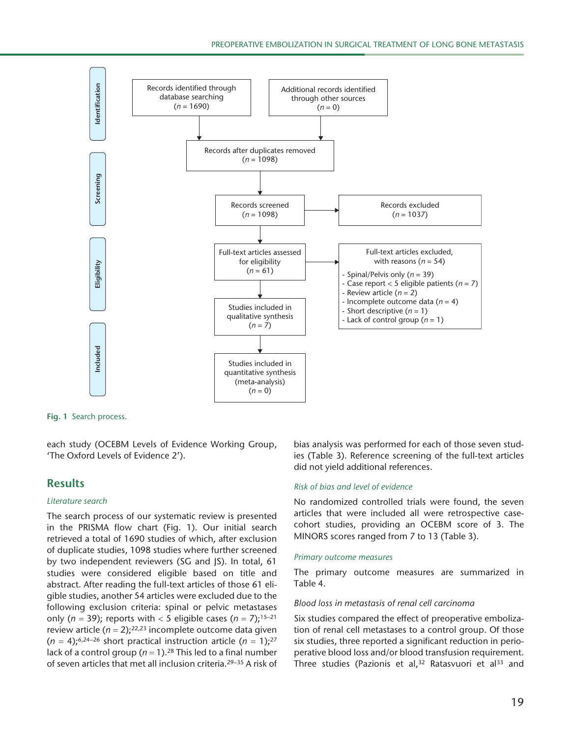| | | |
|---|---|---|
| **Identification** | Records identified through database searching ($n$ = 1690) | Additional records identified through other sources ($n$ = 0) |
| | Records after duplicates removed ($n$ = 1098) | |
| **Screening** | Records screened ($n$ = 1098) | Records excluded ($n$ = 1037) |
| **Eligibility** | Full-text articles assessed for eligibility ($n$ = 61) | Full-text articles excluded, with reasons ($n$ = 54)<br>- Spinal/Pelvis only ($n$ = 39)<br>- Case report < 5 eligible patients ($n$ = 7)<br>- Review article ($n$ = 2)<br>- Incomplete outcome data ($n$ = 4)<br>- Short descriptive ($n$ = 1)<br>- Lack of control group ($n$ = 1) |
| | Studies included in qualitative synthesis ($n$ = 7) | |
| **Included** | Studies included in quantitative synthesis (meta-analysis) ($n$ = 0) | |

Fig. 1 Search process.

each study (OCEBM Levels of Evidence Working Group, 'The Oxford Levels of Evidence 2').

## Results

### *Literature search*

The search process of our systematic review is presented in the PRISMA flow chart (Fig. 1). Our initial search retrieved a total of 1690 studies of which, after exclusion of duplicate studies, 1098 studies where further screened by two independent reviewers (SG and JS). In total, 61 studies were considered eligible based on title and abstract. After reading the full-text articles of those 61 eligible studies, another 54 articles were excluded due to the following exclusion criteria: spinal or pelvic metastases only ($n$ = 39); reports with < 5 eligible cases ($n$ = 7);[15–21] review article ($n$ = 2);[22,23] incomplete outcome data given ($n$ = 4);[6,24–26] short practical instruction article ($n$ = 1);[27] lack of a control group ($n$ = 1).[28] This led to a final number of seven articles that met all inclusion criteria.[29–35] A risk of bias analysis was performed for each of those seven studies (Table 3). Reference screening of the full-text articles did not yield additional references.

### *Risk of bias and level of evidence*

No randomized controlled trials were found, the seven articles that were included all were retrospective case-cohort studies, providing an OCEBM score of 3. The MINORS scores ranged from 7 to 13 (Table 3).

### *Primary outcome measures*

The primary outcome measures are summarized in Table 4.

### *Blood loss in metastasis of renal cell carcinoma*

Six studies compared the effect of preoperative embolization of renal cell metastases to a control group. Of those six studies, three reported a significant reduction in perioperative blood loss and/or blood transfusion requirement. Three studies (Pazionis et al,[32] Ratasvuori et al[33] and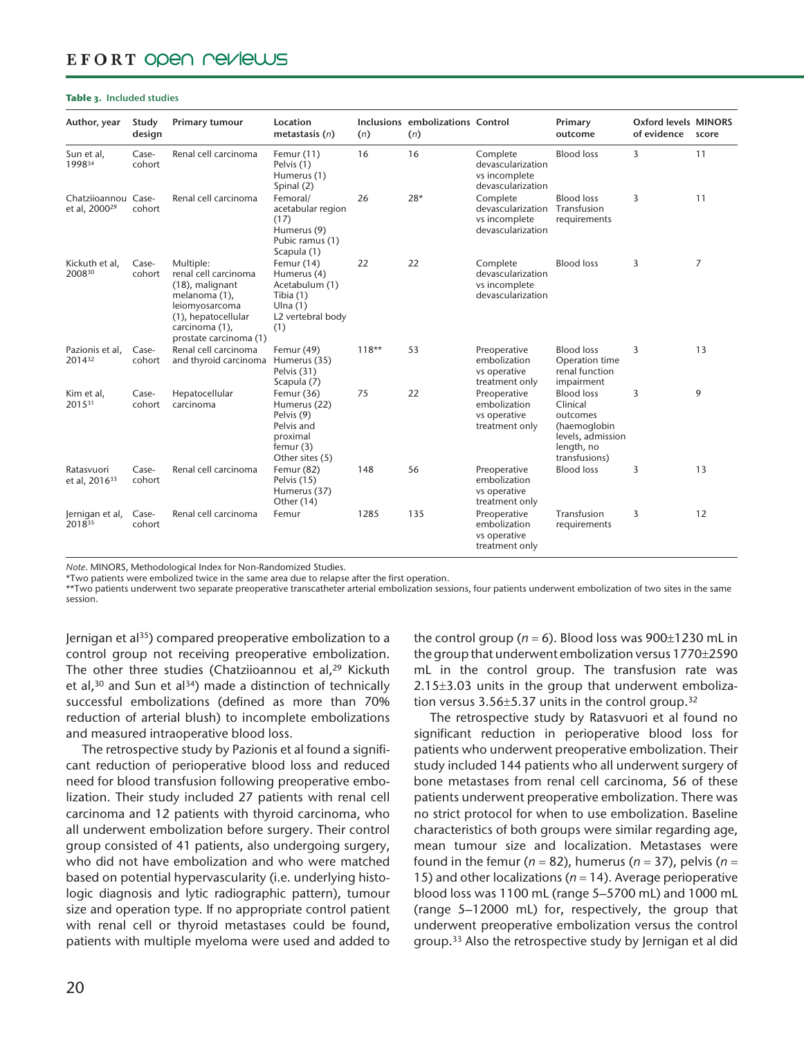**Table 3.** Included studies

| Author, year | Study design | Primary tumour | Location metastasis (*n*) | Inclusions (*n*) | embolizations (*n*) | Control | Primary outcome | Oxford levels of evidence | MINORS score |
|---|---|---|---|---|---|---|---|---|---|
| Sun et al, 1998[34] | Case-cohort | Renal cell carcinoma | Femur (11) Pelvis (1) Humerus (1) Spinal (2) | 16 | 16 | Complete devascularization vs incomplete devascularization | Blood loss | 3 | 11 |
| Chatziioannou et al, 2000[29] | Case-cohort | Renal cell carcinoma | Femoral/acetabular region (17) Humerus (9) Pubic ramus (1) Scapula (1) | 26 | 28* | Complete devascularization vs incomplete devascularization | Blood loss Transfusion requirements | 3 | 11 |
| Kickuth et al, 2008[30] | Case-cohort | Multiple: renal cell carcinoma (18), malignant melanoma (1), leiomyosarcoma (1), hepatocellular carcinoma (1), prostate carcinoma (1) | Femur (14) Humerus (4) Acetabulum (1) Tibia (1) Ulna (1) L2 vertebral body (1) | 22 | 22 | Complete devascularization vs incomplete devascularization | Blood loss | 3 | 7 |
| Pazionis et al, 2014[32] | Case-cohort | Renal cell carcinoma and thyroid carcinoma | Femur (49) Humerus (35) Pelvis (31) Scapula (7) | 118** | 53 | Preoperative embolization vs operative treatment only | Blood loss Operation time renal function impairment | 3 | 13 |
| Kim et al, 2015[31] | Case-cohort | Hepatocellular carcinoma | Femur (36) Humerus (22) Pelvis (9) Pelvis and proximal femur (3) Other sites (5) | 75 | 22 | Preoperative embolization vs operative treatment only | Blood loss Clinical outcomes (haemoglobin levels, admission length, no transfusions) | 3 | 9 |
| Ratasvuori et al, 2016[33] | Case-cohort | Renal cell carcinoma | Femur (82) Pelvis (15) Humerus (37) Other (14) | 148 | 56 | Preoperative embolization vs operative treatment only | Blood loss | 3 | 13 |
| Jernigan et al, 2018[35] | Case-cohort | Renal cell carcinoma | Femur | 1285 | 135 | Preoperative embolization vs operative treatment only | Transfusion requirements | 3 | 12 |

*Note*. MINORS, Methodological Index for Non-Randomized Studies.
*Two patients were embolized twice in the same area due to relapse after the first operation.
**Two patients underwent two separate preoperative transcatheter arterial embolization sessions, four patients underwent embolization of two sites in the same session.

Jernigan et al[35]) compared preoperative embolization to a control group not receiving preoperative embolization. The other three studies (Chatziioannou et al,[29] Kickuth et al,[30] and Sun et al[34]) made a distinction of technically successful embolizations (defined as more than 70% reduction of arterial blush) to incomplete embolizations and measured intraoperative blood loss.

The retrospective study by Pazionis et al found a significant reduction of perioperative blood loss and reduced need for blood transfusion following preoperative embolization. Their study included 27 patients with renal cell carcinoma and 12 patients with thyroid carcinoma, who all underwent embolization before surgery. Their control group consisted of 41 patients, also undergoing surgery, who did not have embolization and who were matched based on potential hypervascularity (i.e. underlying histologic diagnosis and lytic radiographic pattern), tumour size and operation type. If no appropriate control patient with renal cell or thyroid metastases could be found, patients with multiple myeloma were used and added to the control group ($n = 6$). Blood loss was 900±1230 mL in the group that underwent embolization versus 1770±2590 mL in the control group. The transfusion rate was 2.15±3.03 units in the group that underwent embolization versus 3.56±5.37 units in the control group.[32]

The retrospective study by Ratasvuori et al found no significant reduction in perioperative blood loss for patients who underwent preoperative embolization. Their study included 144 patients who all underwent surgery of bone metastases from renal cell carcinoma, 56 of these patients underwent preoperative embolization. There was no strict protocol for when to use embolization. Baseline characteristics of both groups were similar regarding age, mean tumour size and localization. Metastases were found in the femur ($n = 82$), humerus ($n = 37$), pelvis ($n = 15$) and other localizations ($n = 14$). Average perioperative blood loss was 1100 mL (range 5–5700 mL) and 1000 mL (range 5–12000 mL) for, respectively, the group that underwent preoperative embolization versus the control group.[33] Also the retrospective study by Jernigan et al did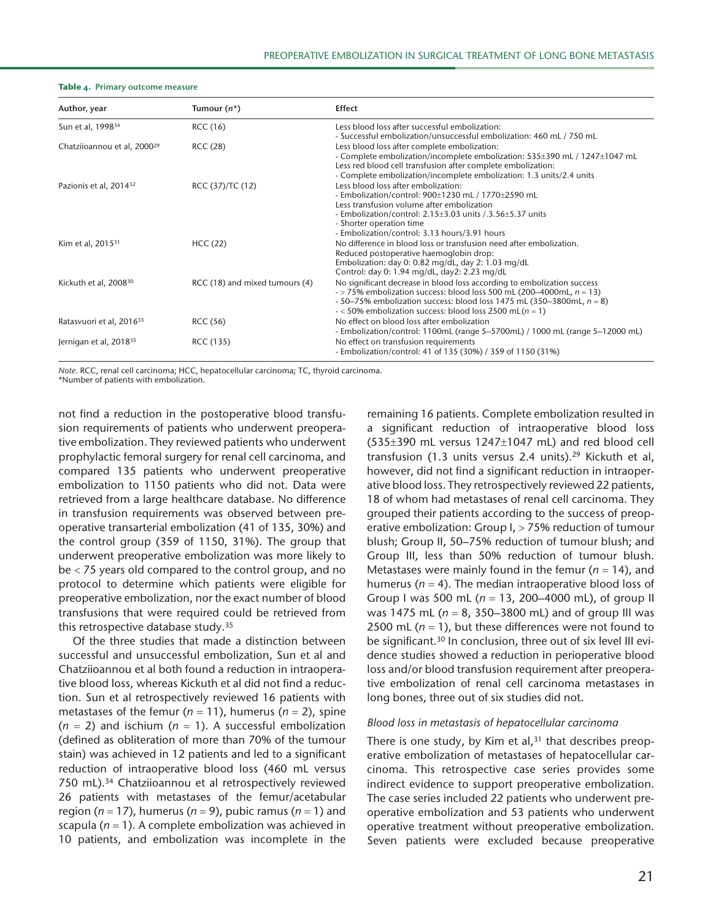**Table 4.** Primary outcome measure

| Author, year | Tumour (n*) | Effect |
|---|---|---|
| Sun et al, 1998[34] | RCC (16) | Less blood loss after successful embolization:<br>- Successful embolization/unsuccessful embolization: 460 mL / 750 mL |
| Chatziioannou et al, 2000[29] | RCC (28) | Less blood loss after complete embolization:<br>- Complete embolization/incomplete embolization: 535±390 mL / 1247±1047 mL<br>Less red blood cell transfusion after complete embolization:<br>- Complete embolization/incomplete embolization: 1.3 units/2.4 units |
| Pazionis et al, 2014[32] | RCC (37)/TC (12) | Less blood loss after embolization:<br>- Embolization/control: 900±1230 mL / 1770±2590 mL<br>Less transfusion volume after embolization<br>- Embolization/control: 2.15±3.03 units /.3.56±5.37 units<br>- Shorter operation time<br>- Embolization/control: 3.13 hours/3.91 hours |
| Kim et al, 2015[31] | HCC (22) | No difference in blood loss or transfusion need after embolization.<br>Reduced postoperative haemoglobin drop:<br>Embolization: day 0: 0.82 mg/dL, day 2: 1.03 mg/dL<br>Control: day 0: 1.94 mg/dL, day2: 2.23 mg/dL |
| Kickuth et al, 2008[30] | RCC (18) and mixed tumours (4) | No significant decrease in blood loss according to embolization success<br>- > 75% embolization success: blood loss 500 mL (200–4000mL, n = 13)<br>- 50–75% embolization success: blood loss 1475 mL (350–3800mL, n = 8)<br>- < 50% embolization success: blood loss 2500 mL (n = 1) |
| Ratasvuori et al, 2016[33] | RCC (56) | No effect on blood loss after embolization<br>- Embolization/control: 1100mL (range 5–5700mL) / 1000 mL (range 5–12000 mL) |
| Jernigan et al, 2018[35] | RCC (135) | No effect on transfusion requirements<br>- Embolization/control: 41 of 135 (30%) / 359 of 1150 (31%) |

*Note.* RCC, renal cell carcinoma; HCC, hepatocellular carcinoma; TC, thyroid carcinoma.
*Number of patients with embolization.

not find a reduction in the postoperative blood transfusion requirements of patients who underwent preoperative embolization. They reviewed patients who underwent prophylactic femoral surgery for renal cell carcinoma, and compared 135 patients who underwent preoperative embolization to 1150 patients who did not. Data were retrieved from a large healthcare database. No difference in transfusion requirements was observed between preoperative transarterial embolization (41 of 135, 30%) and the control group (359 of 1150, 31%). The group that underwent preoperative embolization was more likely to be < 75 years old compared to the control group, and no protocol to determine which patients were eligible for preoperative embolization, nor the exact number of blood transfusions that were required could be retrieved from this retrospective database study.[35]

Of the three studies that made a distinction between successful and unsuccessful embolization, Sun et al and Chatziioannou et al both found a reduction in intraoperative blood loss, whereas Kickuth et al did not find a reduction. Sun et al retrospectively reviewed 16 patients with metastases of the femur ($n = 11$), humerus ($n = 2$), spine ($n = 2$) and ischium ($n = 1$). A successful embolization (defined as obliteration of more than 70% of the tumour stain) was achieved in 12 patients and led to a significant reduction of intraoperative blood loss (460 mL versus 750 mL).[34] Chatziioannou et al retrospectively reviewed 26 patients with metastases of the femur/acetabular region ($n = 17$), humerus ($n = 9$), pubic ramus ($n = 1$) and scapula ($n = 1$). A complete embolization was achieved in 10 patients, and embolization was incomplete in the remaining 16 patients. Complete embolization resulted in a significant reduction of intraoperative blood loss (535±390 mL versus 1247±1047 mL) and red blood cell transfusion (1.3 units versus 2.4 units).[29] Kickuth et al, however, did not find a significant reduction in intraoperative blood loss. They retrospectively reviewed 22 patients, 18 of whom had metastases of renal cell carcinoma. They grouped their patients according to the success of preoperative embolization: Group I, > 75% reduction of tumour blush; Group II, 50–75% reduction of tumour blush; and Group III, less than 50% reduction of tumour blush. Metastases were mainly found in the femur ($n = 14$), and humerus ($n = 4$). The median intraoperative blood loss of Group I was 500 mL ($n = 13$, 200–4000 mL), of group II was 1475 mL ($n = 8$, 350–3800 mL) and of group III was 2500 mL ($n = 1$), but these differences were not found to be significant.[30] In conclusion, three out of six level III evidence studies showed a reduction in perioperative blood loss and/or blood transfusion requirement after preoperative embolization of renal cell carcinoma metastases in long bones, three out of six studies did not.

*Blood loss in metastasis of hepatocellular carcinoma*

There is one study, by Kim et al,[31] that describes preoperative embolization of metastases of hepatocellular carcinoma. This retrospective case series provides some indirect evidence to support preoperative embolization. The case series included 22 patients who underwent preoperative embolization and 53 patients who underwent operative treatment without preoperative embolization. Seven patients were excluded because preoperative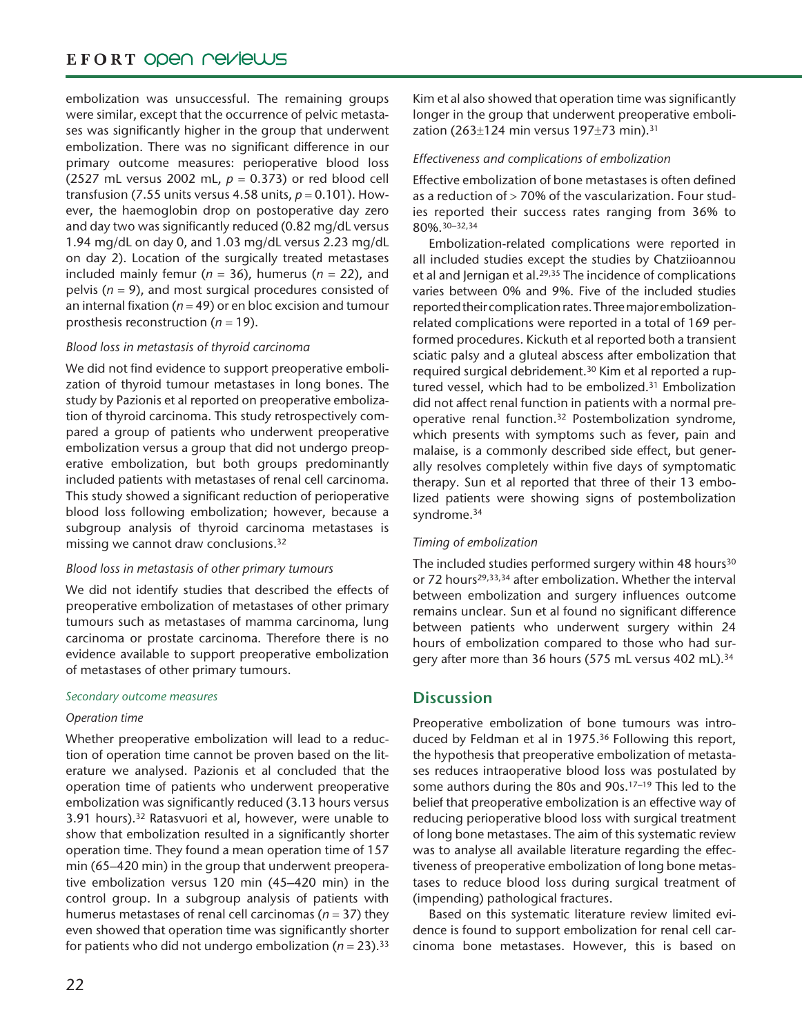embolization was unsuccessful. The remaining groups were similar, except that the occurrence of pelvic metastases was significantly higher in the group that underwent embolization. There was no significant difference in our primary outcome measures: perioperative blood loss (2527 mL versus 2002 mL, $p = 0.373$) or red blood cell transfusion (7.55 units versus 4.58 units, $p = 0.101$). However, the haemoglobin drop on postoperative day zero and day two was significantly reduced (0.82 mg/dL versus 1.94 mg/dL on day 0, and 1.03 mg/dL versus 2.23 mg/dL on day 2). Location of the surgically treated metastases included mainly femur ($n = 36$), humerus ($n = 22$), and pelvis ($n = 9$), and most surgical procedures consisted of an internal fixation ($n = 49$) or en bloc excision and tumour prosthesis reconstruction ($n = 19$).

*Blood loss in metastasis of thyroid carcinoma*

We did not find evidence to support preoperative embolization of thyroid tumour metastases in long bones. The study by Pazionis et al reported on preoperative embolization of thyroid carcinoma. This study retrospectively compared a group of patients who underwent preoperative embolization versus a group that did not undergo preoperative embolization, but both groups predominantly included patients with metastases of renal cell carcinoma. This study showed a significant reduction of perioperative blood loss following embolization; however, because a subgroup analysis of thyroid carcinoma metastases is missing we cannot draw conclusions.[32]

*Blood loss in metastasis of other primary tumours*

We did not identify studies that described the effects of preoperative embolization of metastases of other primary tumours such as metastases of mamma carcinoma, lung carcinoma or prostate carcinoma. Therefore there is no evidence available to support preoperative embolization of metastases of other primary tumours.

### *Secondary outcome measures*

*Operation time*

Whether preoperative embolization will lead to a reduction of operation time cannot be proven based on the literature we analysed. Pazionis et al concluded that the operation time of patients who underwent preoperative embolization was significantly reduced (3.13 hours versus 3.91 hours).[32] Ratasvuori et al, however, were unable to show that embolization resulted in a significantly shorter operation time. They found a mean operation time of 157 min (65–420 min) in the group that underwent preoperative embolization versus 120 min (45–420 min) in the control group. In a subgroup analysis of patients with humerus metastases of renal cell carcinomas ($n = 37$) they even showed that operation time was significantly shorter for patients who did not undergo embolization ($n = 23$).[33] Kim et al also showed that operation time was significantly longer in the group that underwent preoperative embolization (263±124 min versus 197±73 min).[31]

*Effectiveness and complications of embolization*

Effective embolization of bone metastases is often defined as a reduction of > 70% of the vascularization. Four studies reported their success rates ranging from 36% to 80%.[30–32,34]

Embolization-related complications were reported in all included studies except the studies by Chatziioannou et al and Jernigan et al.[29,35] The incidence of complications varies between 0% and 9%. Five of the included studies reported their complication rates. Three major embolization-related complications were reported in a total of 169 performed procedures. Kickuth et al reported both a transient sciatic palsy and a gluteal abscess after embolization that required surgical debridement.[30] Kim et al reported a ruptured vessel, which had to be embolized.[31] Embolization did not affect renal function in patients with a normal preoperative renal function.[32] Postembolization syndrome, which presents with symptoms such as fever, pain and malaise, is a commonly described side effect, but generally resolves completely within five days of symptomatic therapy. Sun et al reported that three of their 13 embolized patients were showing signs of postembolization syndrome.[34]

*Timing of embolization*

The included studies performed surgery within 48 hours[30] or 72 hours[29,33,34] after embolization. Whether the interval between embolization and surgery influences outcome remains unclear. Sun et al found no significant difference between patients who underwent surgery within 24 hours of embolization compared to those who had surgery after more than 36 hours (575 mL versus 402 mL).[34]

## Discussion

Preoperative embolization of bone tumours was introduced by Feldman et al in 1975.[36] Following this report, the hypothesis that preoperative embolization of metastases reduces intraoperative blood loss was postulated by some authors during the 80s and 90s.[17–19] This led to the belief that preoperative embolization is an effective way of reducing perioperative blood loss with surgical treatment of long bone metastases. The aim of this systematic review was to analyse all available literature regarding the effectiveness of preoperative embolization of long bone metastases to reduce blood loss during surgical treatment of (impending) pathological fractures.

Based on this systematic literature review limited evidence is found to support embolization for renal cell carcinoma bone metastases. However, this is based on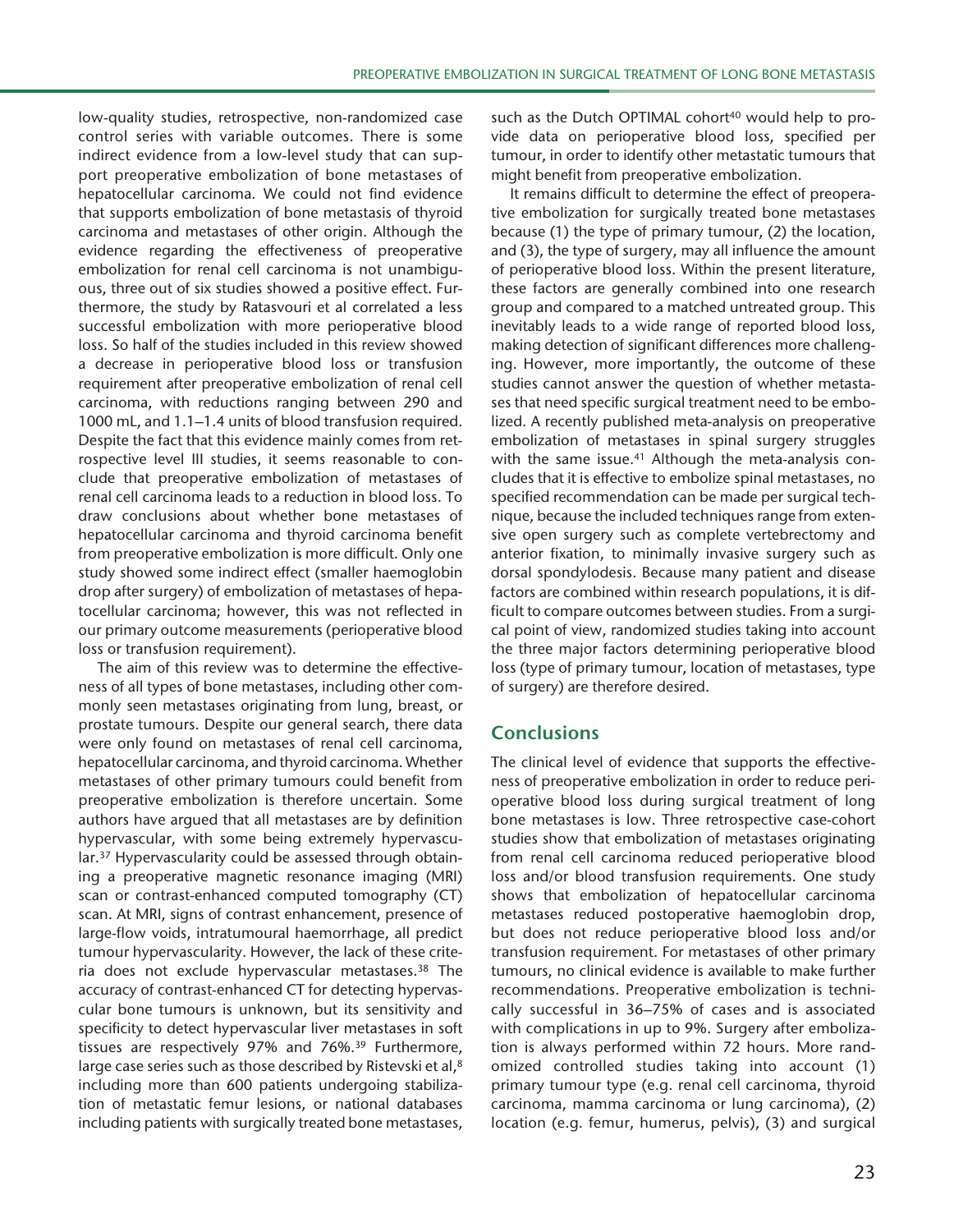low-quality studies, retrospective, non-randomized case control series with variable outcomes. There is some indirect evidence from a low-level study that can support preoperative embolization of bone metastases of hepatocellular carcinoma. We could not find evidence that supports embolization of bone metastasis of thyroid carcinoma and metastases of other origin. Although the evidence regarding the effectiveness of preoperative embolization for renal cell carcinoma is not unambiguous, three out of six studies showed a positive effect. Furthermore, the study by Ratasvouri et al correlated a less successful embolization with more perioperative blood loss. So half of the studies included in this review showed a decrease in perioperative blood loss or transfusion requirement after preoperative embolization of renal cell carcinoma, with reductions ranging between 290 and 1000 mL, and 1.1–1.4 units of blood transfusion required. Despite the fact that this evidence mainly comes from retrospective level III studies, it seems reasonable to conclude that preoperative embolization of metastases of renal cell carcinoma leads to a reduction in blood loss. To draw conclusions about whether bone metastases of hepatocellular carcinoma and thyroid carcinoma benefit from preoperative embolization is more difficult. Only one study showed some indirect effect (smaller haemoglobin drop after surgery) of embolization of metastases of hepatocellular carcinoma; however, this was not reflected in our primary outcome measurements (perioperative blood loss or transfusion requirement).

The aim of this review was to determine the effectiveness of all types of bone metastases, including other commonly seen metastases originating from lung, breast, or prostate tumours. Despite our general search, there data were only found on metastases of renal cell carcinoma, hepatocellular carcinoma, and thyroid carcinoma. Whether metastases of other primary tumours could benefit from preoperative embolization is therefore uncertain. Some authors have argued that all metastases are by definition hypervascular, with some being extremely hypervascular.[37] Hypervascularity could be assessed through obtaining a preoperative magnetic resonance imaging (MRI) scan or contrast-enhanced computed tomography (CT) scan. At MRI, signs of contrast enhancement, presence of large-flow voids, intratumoural haemorrhage, all predict tumour hypervascularity. However, the lack of these criteria does not exclude hypervascular metastases.[38] The accuracy of contrast-enhanced CT for detecting hypervascular bone tumours is unknown, but its sensitivity and specificity to detect hypervascular liver metastases in soft tissues are respectively 97% and 76%.[39] Furthermore, large case series such as those described by Ristevski et al,[8] including more than 600 patients undergoing stabilization of metastatic femur lesions, or national databases including patients with surgically treated bone metastases, such as the Dutch OPTIMAL cohort[40] would help to provide data on perioperative blood loss, specified per tumour, in order to identify other metastatic tumours that might benefit from preoperative embolization.

It remains difficult to determine the effect of preoperative embolization for surgically treated bone metastases because (1) the type of primary tumour, (2) the location, and (3), the type of surgery, may all influence the amount of perioperative blood loss. Within the present literature, these factors are generally combined into one research group and compared to a matched untreated group. This inevitably leads to a wide range of reported blood loss, making detection of significant differences more challenging. However, more importantly, the outcome of these studies cannot answer the question of whether metastases that need specific surgical treatment need to be embolized. A recently published meta-analysis on preoperative embolization of metastases in spinal surgery struggles with the same issue.[41] Although the meta-analysis concludes that it is effective to embolize spinal metastases, no specified recommendation can be made per surgical technique, because the included techniques range from extensive open surgery such as complete vertebrectomy and anterior fixation, to minimally invasive surgery such as dorsal spondylodesis. Because many patient and disease factors are combined within research populations, it is difficult to compare outcomes between studies. From a surgical point of view, randomized studies taking into account the three major factors determining perioperative blood loss (type of primary tumour, location of metastases, type of surgery) are therefore desired.

## Conclusions

The clinical level of evidence that supports the effectiveness of preoperative embolization in order to reduce perioperative blood loss during surgical treatment of long bone metastases is low. Three retrospective case-cohort studies show that embolization of metastases originating from renal cell carcinoma reduced perioperative blood loss and/or blood transfusion requirements. One study shows that embolization of hepatocellular carcinoma metastases reduced postoperative haemoglobin drop, but does not reduce perioperative blood loss and/or transfusion requirement. For metastases of other primary tumours, no clinical evidence is available to make further recommendations. Preoperative embolization is technically successful in 36–75% of cases and is associated with complications in up to 9%. Surgery after embolization is always performed within 72 hours. More randomized controlled studies taking into account (1) primary tumour type (e.g. renal cell carcinoma, thyroid carcinoma, mamma carcinoma or lung carcinoma), (2) location (e.g. femur, humerus, pelvis), (3) and surgical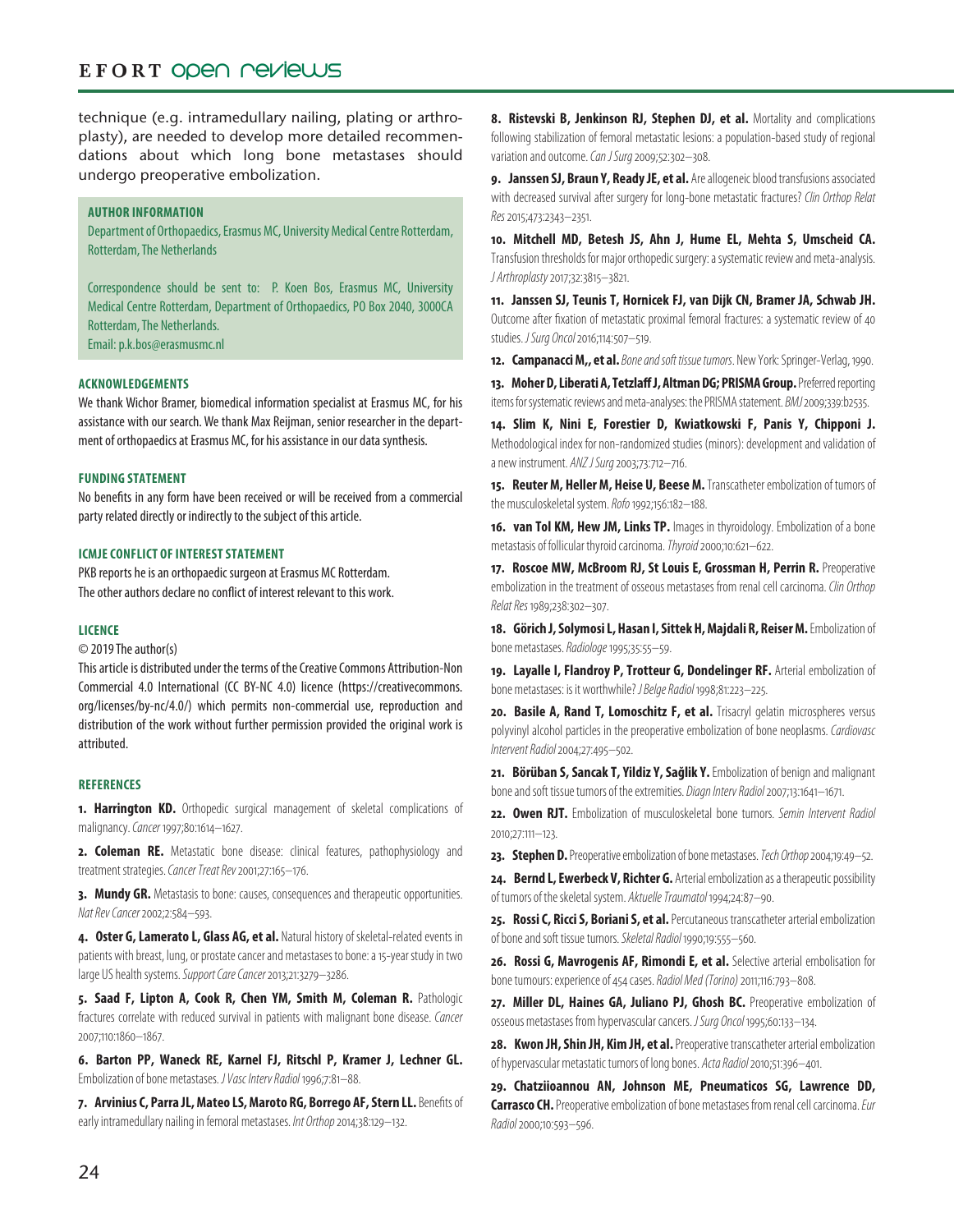technique (e.g. intramedullary nailing, plating or arthroplasty), are needed to develop more detailed recommendations about which long bone metastases should undergo preoperative embolization.

### AUTHOR INFORMATION

Department of Orthopaedics, Erasmus MC, University Medical Centre Rotterdam, Rotterdam, The Netherlands

Correspondence should be sent to: P. Koen Bos, Erasmus MC, University Medical Centre Rotterdam, Department of Orthopaedics, PO Box 2040, 3000CA Rotterdam, The Netherlands.
Email: p.k.bos@erasmusmc.nl

### ACKNOWLEDGEMENTS

We thank Wichor Bramer, biomedical information specialist at Erasmus MC, for his assistance with our search. We thank Max Reijman, senior researcher in the department of orthopaedics at Erasmus MC, for his assistance in our data synthesis.

### FUNDING STATEMENT

No benefits in any form have been received or will be received from a commercial party related directly or indirectly to the subject of this article.

### ICMJE CONFLICT OF INTEREST STATEMENT

PKB reports he is an orthopaedic surgeon at Erasmus MC Rotterdam.
The other authors declare no conflict of interest relevant to this work.

### LICENCE

© 2019 The author(s)

This article is distributed under the terms of the Creative Commons Attribution-Non Commercial 4.0 International (CC BY-NC 4.0) licence (https://creativecommons.org/licenses/by-nc/4.0/) which permits non-commercial use, reproduction and distribution of the work without further permission provided the original work is attributed.

### REFERENCES

1. **Harrington KD.** Orthopedic surgical management of skeletal complications of malignancy. *Cancer* 1997;80:1614–1627.
2. **Coleman RE.** Metastatic bone disease: clinical features, pathophysiology and treatment strategies. *Cancer Treat Rev* 2001;27:165–176.
3. **Mundy GR.** Metastasis to bone: causes, consequences and therapeutic opportunities. *Nat Rev Cancer* 2002;2:584–593.
4. **Oster G, Lamerato L, Glass AG, et al.** Natural history of skeletal-related events in patients with breast, lung, or prostate cancer and metastases to bone: a 15-year study in two large US health systems. *Support Care Cancer* 2013;21:3279–3286.
5. **Saad F, Lipton A, Cook R, Chen YM, Smith M, Coleman R.** Pathologic fractures correlate with reduced survival in patients with malignant bone disease. *Cancer* 2007;110:1860–1867.
6. **Barton PP, Waneck RE, Karnel FJ, Ritschl P, Kramer J, Lechner GL.** Embolization of bone metastases. *J Vasc Interv Radiol* 1996;7:81–88.
7. **Arvinius C, Parra JL, Mateo LS, Maroto RG, Borrego AF, Stern LL.** Benefits of early intramedullary nailing in femoral metastases. *Int Orthop* 2014;38:129–132.
8. **Ristevski B, Jenkinson RJ, Stephen DJ, et al.** Mortality and complications following stabilization of femoral metastatic lesions: a population-based study of regional variation and outcome. *Can J Surg* 2009;52:302–308.
9. **Janssen SJ, Braun Y, Ready JE, et al.** Are allogeneic blood transfusions associated with decreased survival after surgery for long-bone metastatic fractures? *Clin Orthop Relat Res* 2015;473:2343–2351.
10. **Mitchell MD, Betesh JS, Ahn J, Hume EL, Mehta S, Umscheid CA.** Transfusion thresholds for major orthopedic surgery: a systematic review and meta-analysis. *J Arthroplasty* 2017;32:3815–3821.
11. **Janssen SJ, Teunis T, Hornicek FJ, van Dijk CN, Bramer JA, Schwab JH.** Outcome after fixation of metastatic proximal femoral fractures: a systematic review of 40 studies. *J Surg Oncol* 2016;114:507–519.
12. **Campanacci M,, et al.** *Bone and soft tissue tumors*. New York: Springer-Verlag, 1990.
13. **Moher D, Liberati A, Tetzlaff J, Altman DG; PRISMA Group.** Preferred reporting items for systematic reviews and meta-analyses: the PRISMA statement. *BMJ* 2009;339:b2535.
14. **Slim K, Nini E, Forestier D, Kwiatkowski F, Panis Y, Chipponi J.** Methodological index for non-randomized studies (minors): development and validation of a new instrument. *ANZ J Surg* 2003;73:712–716.
15. **Reuter M, Heller M, Heise U, Beese M.** Transcatheter embolization of tumors of the musculoskeletal system. *Rofo* 1992;156:182–188.
16. **van Tol KM, Hew JM, Links TP.** Images in thyroidology. Embolization of a bone metastasis of follicular thyroid carcinoma. *Thyroid* 2000;10:621–622.
17. **Roscoe MW, McBroom RJ, St Louis E, Grossman H, Perrin R.** Preoperative embolization in the treatment of osseous metastases from renal cell carcinoma. *Clin Orthop Relat Res* 1989;238:302–307.
18. **Görich J, Solymosi L, Hasan I, Sittek H, Majdali R, Reiser M.** Embolization of bone metastases. *Radiologe* 1995;35:55–59.
19. **Layalle I, Flandroy P, Trotteur G, Dondelinger RF.** Arterial embolization of bone metastases: is it worthwhile? *J Belge Radiol* 1998;81:223–225.
20. **Basile A, Rand T, Lomoschitz F, et al.** Trisacryl gelatin microspheres versus polyvinyl alcohol particles in the preoperative embolization of bone neoplasms. *Cardiovasc Intervent Radiol* 2004;27:495–502.
21. **Börüban S, Sancak T, Yildiz Y, Sağlik Y.** Embolization of benign and malignant bone and soft tissue tumors of the extremities. *Diagn Interv Radiol* 2007;13:1641–1671.
22. **Owen RJT.** Embolization of musculoskeletal bone tumors. *Semin Intervent Radiol* 2010;27:111–123.
23. **Stephen D.** Preoperative embolization of bone metastases. *Tech Orthop* 2004;19:49–52.
24. **Bernd L, Ewerbeck V, Richter G.** Arterial embolization as a therapeutic possibility of tumors of the skeletal system. *Aktuelle Traumatol* 1994;24:87–90.
25. **Rossi C, Ricci S, Boriani S, et al.** Percutaneous transcatheter arterial embolization of bone and soft tissue tumors. *Skeletal Radiol* 1990;19:555–560.
26. **Rossi G, Mavrogenis AF, Rimondi E, et al.** Selective arterial embolisation for bone tumours: experience of 454 cases. *Radiol Med (Torino)* 2011;116:793–808.
27. **Miller DL, Haines GA, Juliano PJ, Ghosh BC.** Preoperative embolization of osseous metastases from hypervascular cancers. *J Surg Oncol* 1995;60:133–134.
28. **Kwon JH, Shin JH, Kim JH, et al.** Preoperative transcatheter arterial embolization of hypervascular metastatic tumors of long bones. *Acta Radiol* 2010;51:396–401.
29. **Chatziioannou AN, Johnson ME, Pneumaticos SG, Lawrence DD, Carrasco CH.** Preoperative embolization of bone metastases from renal cell carcinoma. *Eur Radiol* 2000;10:593–596.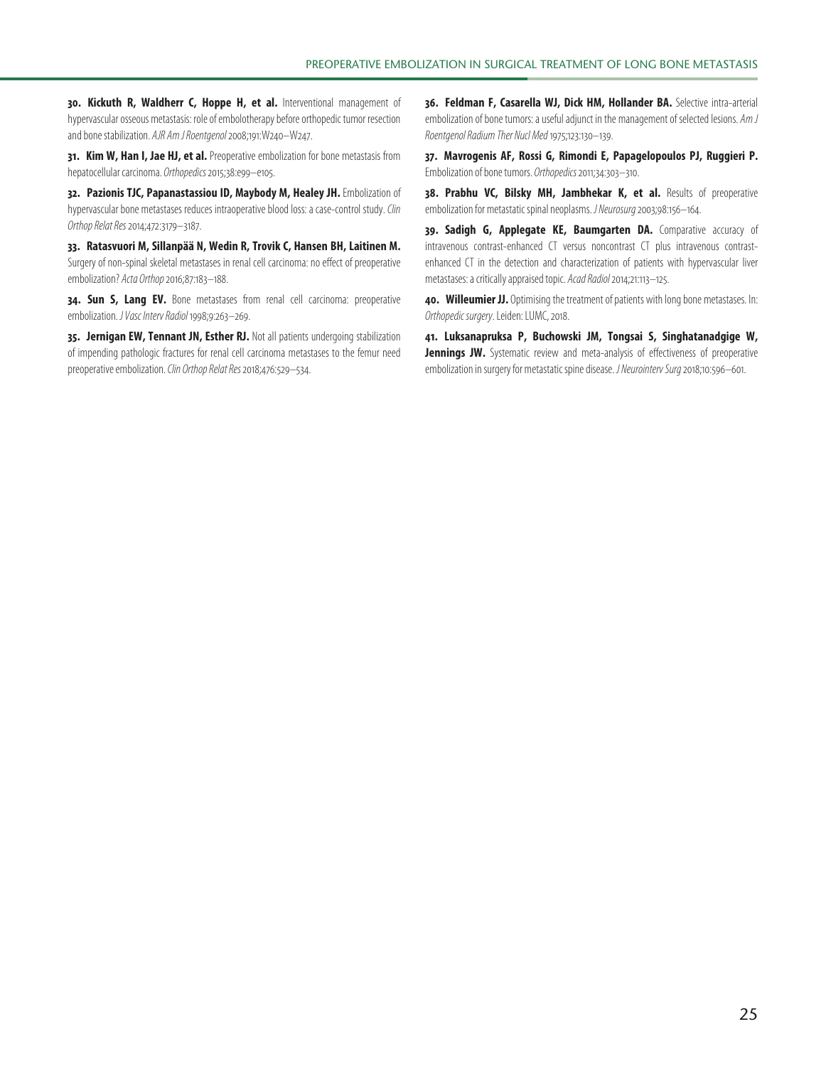**30. Kickuth R, Waldherr C, Hoppe H, et al.** Interventional management of hypervascular osseous metastasis: role of embolotherapy before orthopedic tumor resection and bone stabilization. *AJR Am J Roentgenol* 2008;191:W240–W247.

**31. Kim W, Han I, Jae HJ, et al.** Preoperative embolization for bone metastasis from hepatocellular carcinoma. *Orthopedics* 2015;38:e99–e105.

**32. Pazionis TJC, Papanastassiou ID, Maybody M, Healey JH.** Embolization of hypervascular bone metastases reduces intraoperative blood loss: a case-control study. *Clin Orthop Relat Res* 2014;472:3179–3187.

**33. Ratasvuori M, Sillanpää N, Wedin R, Trovik C, Hansen BH, Laitinen M.** Surgery of non-spinal skeletal metastases in renal cell carcinoma: no effect of preoperative embolization? *Acta Orthop* 2016;87:183–188.

**34. Sun S, Lang EV.** Bone metastases from renal cell carcinoma: preoperative embolization. *J Vasc Interv Radiol* 1998;9:263–269.

**35. Jernigan EW, Tennant JN, Esther RJ.** Not all patients undergoing stabilization of impending pathologic fractures for renal cell carcinoma metastases to the femur need preoperative embolization. *Clin Orthop Relat Res* 2018;476:529–534.

**36. Feldman F, Casarella WJ, Dick HM, Hollander BA.** Selective intra-arterial embolization of bone tumors: a useful adjunct in the management of selected lesions. *Am J Roentgenol Radium Ther Nucl Med* 1975;123:130–139.

**37. Mavrogenis AF, Rossi G, Rimondi E, Papagelopoulos PJ, Ruggieri P.** Embolization of bone tumors. *Orthopedics* 2011;34:303–310.

**38. Prabhu VC, Bilsky MH, Jambhekar K, et al.** Results of preoperative embolization for metastatic spinal neoplasms. *J Neurosurg* 2003;98:156–164.

**39. Sadigh G, Applegate KE, Baumgarten DA.** Comparative accuracy of intravenous contrast-enhanced CT versus noncontrast CT plus intravenous contrast-enhanced CT in the detection and characterization of patients with hypervascular liver metastases: a critically appraised topic. *Acad Radiol* 2014;21:113–125.

**40. Willeumier JJ.** Optimising the treatment of patients with long bone metastases. In: *Orthopedic surgery*. Leiden: LUMC, 2018.

**41. Luksanapruksa P, Buchowski JM, Tongsai S, Singhatanadgige W, Jennings JW.** Systematic review and meta-analysis of effectiveness of preoperative embolization in surgery for metastatic spine disease. *J Neurointerv Surg* 2018;10:596–601.